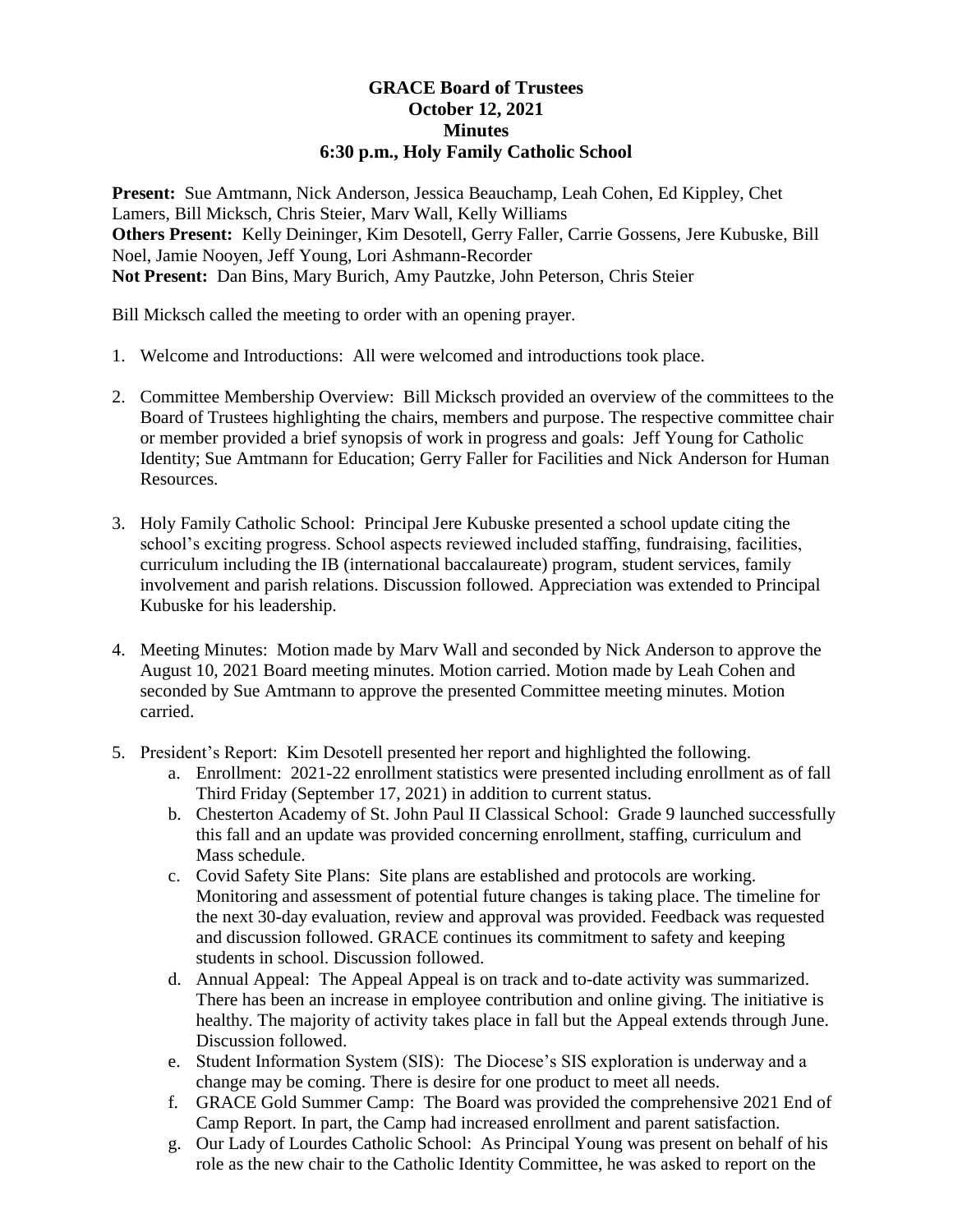**GRACE Board of Trustees**
**October 12, 2021**
**Minutes**
**6:30 p.m., Holy Family Catholic School**

**Present:** Sue Amtmann, Nick Anderson, Jessica Beauchamp, Leah Cohen, Ed Kippley, Chet Lamers, Bill Micksch, Chris Steier, Marv Wall, Kelly Williams
**Others Present:** Kelly Deininger, Kim Desotell, Gerry Faller, Carrie Gossens, Jere Kubuske, Bill Noel, Jamie Nooyen, Jeff Young, Lori Ashmann-Recorder
**Not Present:** Dan Bins, Mary Burich, Amy Pautzke, John Peterson, Chris Steier

Bill Micksch called the meeting to order with an opening prayer.

1. Welcome and Introductions: All were welcomed and introductions took place.

2. Committee Membership Overview: Bill Micksch provided an overview of the committees to the Board of Trustees highlighting the chairs, members and purpose. The respective committee chair or member provided a brief synopsis of work in progress and goals: Jeff Young for Catholic Identity; Sue Amtmann for Education; Gerry Faller for Facilities and Nick Anderson for Human Resources.

3. Holy Family Catholic School: Principal Jere Kubuske presented a school update citing the school's exciting progress. School aspects reviewed included staffing, fundraising, facilities, curriculum including the IB (international baccalaureate) program, student services, family involvement and parish relations. Discussion followed. Appreciation was extended to Principal Kubuske for his leadership.

4. Meeting Minutes: Motion made by Marv Wall and seconded by Nick Anderson to approve the August 10, 2021 Board meeting minutes. Motion carried. Motion made by Leah Cohen and seconded by Sue Amtmann to approve the presented Committee meeting minutes. Motion carried.

5. President's Report: Kim Desotell presented her report and highlighted the following.
   a. Enrollment: 2021-22 enrollment statistics were presented including enrollment as of fall Third Friday (September 17, 2021) in addition to current status.
   b. Chesterton Academy of St. John Paul II Classical School: Grade 9 launched successfully this fall and an update was provided concerning enrollment, staffing, curriculum and Mass schedule.
   c. Covid Safety Site Plans: Site plans are established and protocols are working. Monitoring and assessment of potential future changes is taking place. The timeline for the next 30-day evaluation, review and approval was provided. Feedback was requested and discussion followed. GRACE continues its commitment to safety and keeping students in school. Discussion followed.
   d. Annual Appeal: The Appeal Appeal is on track and to-date activity was summarized. There has been an increase in employee contribution and online giving. The initiative is healthy. The majority of activity takes place in fall but the Appeal extends through June. Discussion followed.
   e. Student Information System (SIS): The Diocese's SIS exploration is underway and a change may be coming. There is desire for one product to meet all needs.
   f. GRACE Gold Summer Camp: The Board was provided the comprehensive 2021 End of Camp Report. In part, the Camp had increased enrollment and parent satisfaction.
   g. Our Lady of Lourdes Catholic School: As Principal Young was present on behalf of his role as the new chair to the Catholic Identity Committee, he was asked to report on the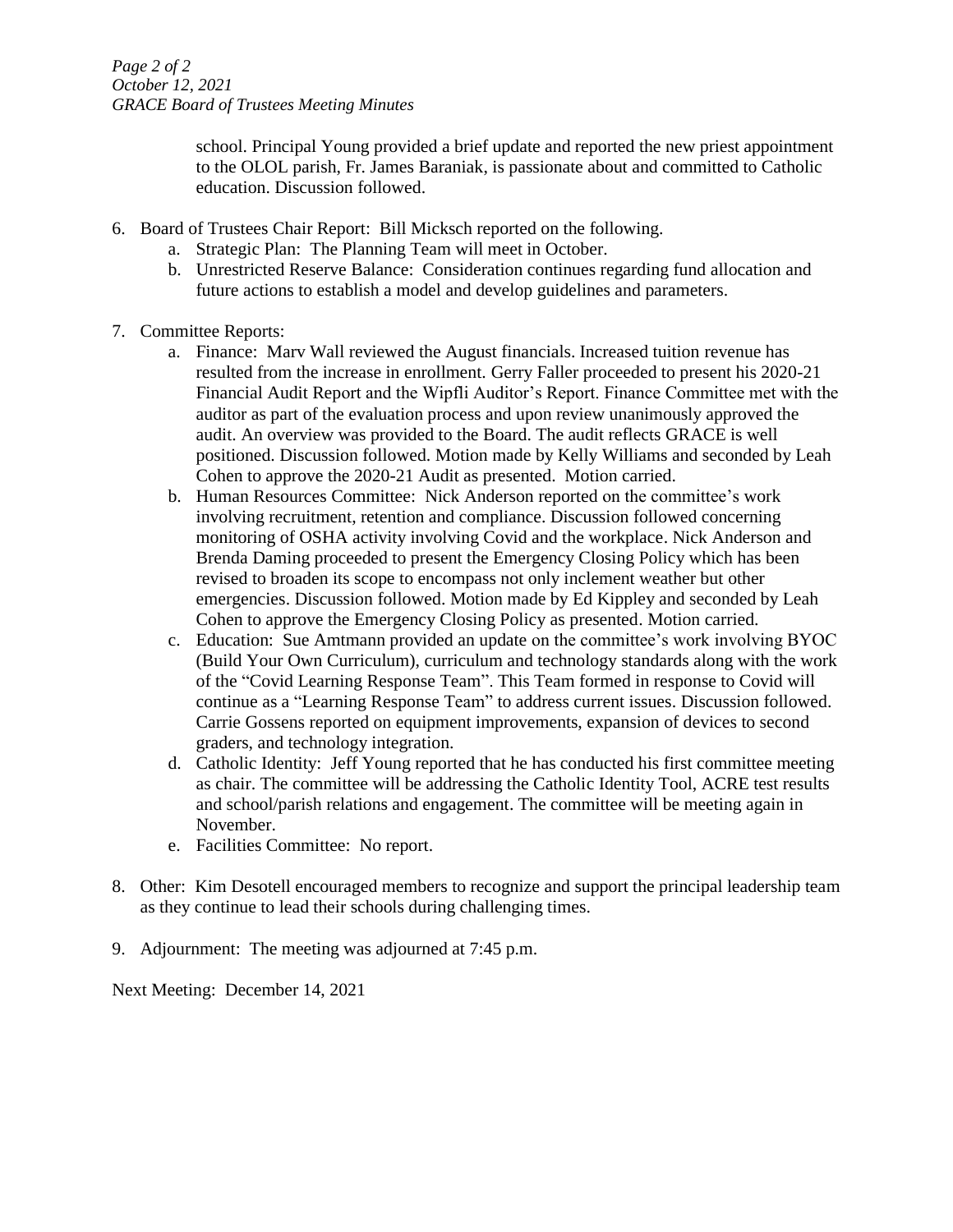school. Principal Young provided a brief update and reported the new priest appointment to the OLOL parish, Fr. James Baraniak, is passionate about and committed to Catholic education. Discussion followed.

6. Board of Trustees Chair Report: Bill Micksch reported on the following.
   a. Strategic Plan: The Planning Team will meet in October.
   b. Unrestricted Reserve Balance: Consideration continues regarding fund allocation and future actions to establish a model and develop guidelines and parameters.

7. Committee Reports:
   a. Finance: Marv Wall reviewed the August financials. Increased tuition revenue has resulted from the increase in enrollment. Gerry Faller proceeded to present his 2020-21 Financial Audit Report and the Wipfli Auditor's Report. Finance Committee met with the auditor as part of the evaluation process and upon review unanimously approved the audit. An overview was provided to the Board. The audit reflects GRACE is well positioned. Discussion followed. Motion made by Kelly Williams and seconded by Leah Cohen to approve the 2020-21 Audit as presented. Motion carried.
   b. Human Resources Committee: Nick Anderson reported on the committee's work involving recruitment, retention and compliance. Discussion followed concerning monitoring of OSHA activity involving Covid and the workplace. Nick Anderson and Brenda Daming proceeded to present the Emergency Closing Policy which has been revised to broaden its scope to encompass not only inclement weather but other emergencies. Discussion followed. Motion made by Ed Kippley and seconded by Leah Cohen to approve the Emergency Closing Policy as presented. Motion carried.
   c. Education: Sue Amtmann provided an update on the committee's work involving BYOC (Build Your Own Curriculum), curriculum and technology standards along with the work of the "Covid Learning Response Team". This Team formed in response to Covid will continue as a "Learning Response Team" to address current issues. Discussion followed. Carrie Gossens reported on equipment improvements, expansion of devices to second graders, and technology integration.
   d. Catholic Identity: Jeff Young reported that he has conducted his first committee meeting as chair. The committee will be addressing the Catholic Identity Tool, ACRE test results and school/parish relations and engagement. The committee will be meeting again in November.
   e. Facilities Committee: No report.

8. Other: Kim Desotell encouraged members to recognize and support the principal leadership team as they continue to lead their schools during challenging times.

9. Adjournment: The meeting was adjourned at 7:45 p.m.

Next Meeting: December 14, 2021